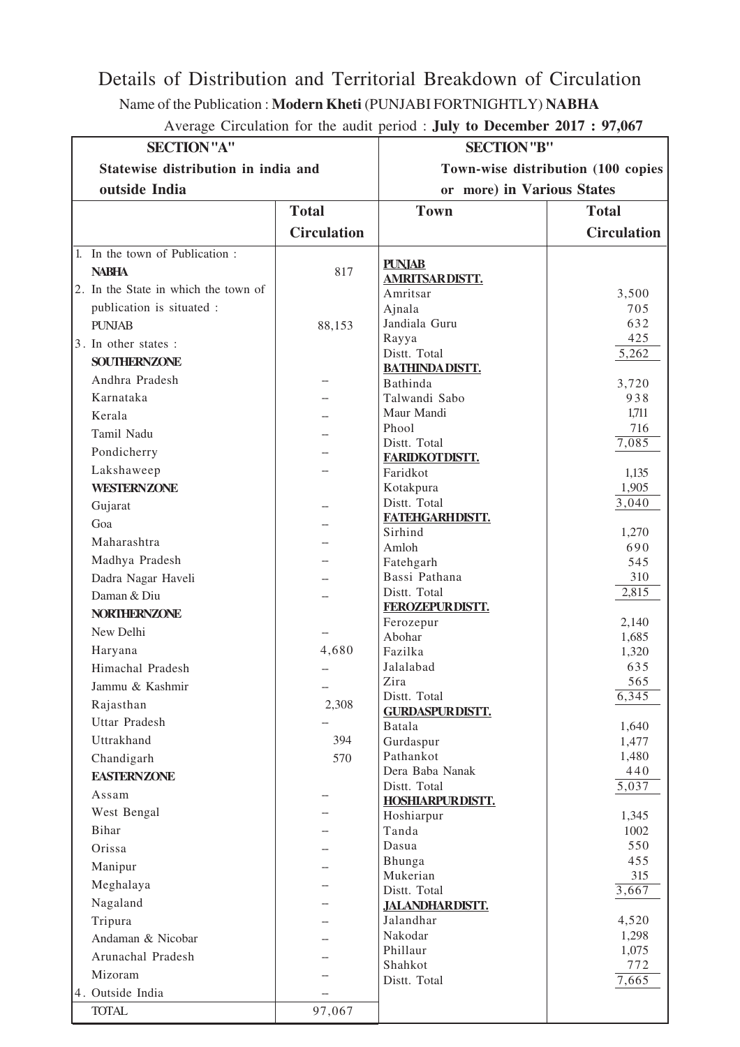# Details of Distribution and Territorial Breakdown of Circulation

Name of the Publication : **Modern Kheti** (PUNJABI FORTNIGHTLY) **NABHA**

Average Circulation for the audit period : **July to December 2017 : 97,067**

| SECTION "A" Statewise distribution in india and outside India | Total Circulation |
|---|---|
| 1. In the town of Publication : **NABHA** | 817 |
| 2. In the State in which the town of publication is situated : **PUNJAB** | 88,153 |
| 3. In other states : | |
| **SOUTHERN ZONE** | |
| Andhra Pradesh | -- |
| Karnataka | -- |
| Kerala | -- |
| Tamil Nadu | -- |
| Pondicherry | -- |
| Lakshaweep | -- |
| **WESTERN ZONE** | |
| Gujarat | -- |
| Goa | -- |
| Maharashtra | -- |
| Madhya Pradesh | -- |
| Dadra Nagar Haveli | -- |
| Daman & Diu | -- |
| **NORTHERN ZONE** | |
| New Delhi | -- |
| Haryana | 4,680 |
| Himachal Pradesh | -- |
| Jammu & Kashmir | -- |
| Rajasthan | 2,308 |
| Uttar Pradesh | -- |
| Uttrakhand | 394 |
| Chandigarh | 570 |
| **EASTERN ZONE** | |
| Assam | -- |
| West Bengal | -- |
| Bihar | -- |
| Orissa | -- |
| Manipur | -- |
| Meghalaya | -- |
| Nagaland | -- |
| Tripura | -- |
| Andaman & Nicobar | -- |
| Arunachal Pradesh | -- |
| Mizoram | -- |
| 4. Outside India | -- |
| TOTAL | 97,067 |

| SECTION "B" Town-wise distribution (100 copies or more) in Various States | |
|---|---|
| **Town** | **Total Circulation** |
| **PUNJAB** | |
| **AMRITSAR DISTT.** | |
| Amritsar | 3,500 |
| Ajnala | 705 |
| Jandiala Guru | 632 |
| Rayya | 425 |
| Distt. Total | 5,262 |
| **BATHINDA DISTT.** | |
| Bathinda | 3,720 |
| Talwandi Sabo | 938 |
| Maur Mandi | 1,711 |
| Phool | 716 |
| Distt. Total | 7,085 |
| **FARIDKOT DISTT.** | |
| Faridkot | 1,135 |
| Kotakpura | 1,905 |
| Distt. Total | 3,040 |
| **FATEHGARH DISTT.** | |
| Sirhind | 1,270 |
| Amloh | 690 |
| Fatehgarh | 545 |
| Bassi Pathana | 310 |
| Distt. Total | 2,815 |
| **FEROZEPUR DISTT.** | |
| Ferozepur | 2,140 |
| Abohar | 1,685 |
| Fazilka | 1,320 |
| Jalalabad | 635 |
| Zira | 565 |
| Distt. Total | 6,345 |
| **GURDASPUR DISTT.** | |
| Batala | 1,640 |
| Gurdaspur | 1,477 |
| Pathankot | 1,480 |
| Dera Baba Nanak | 440 |
| Distt. Total | 5,037 |
| **HOSHIARPUR DISTT.** | |
| Hoshiarpur | 1,345 |
| Tanda | 1002 |
| Dasua | 550 |
| Bhunga | 455 |
| Mukerian | 315 |
| Distt. Total | 3,667 |
| **JALANDHAR DISTT.** | |
| Jalandhar | 4,520 |
| Nakodar | 1,298 |
| Phillaur | 1,075 |
| Shahkot | 772 |
| Distt. Total | 7,665 |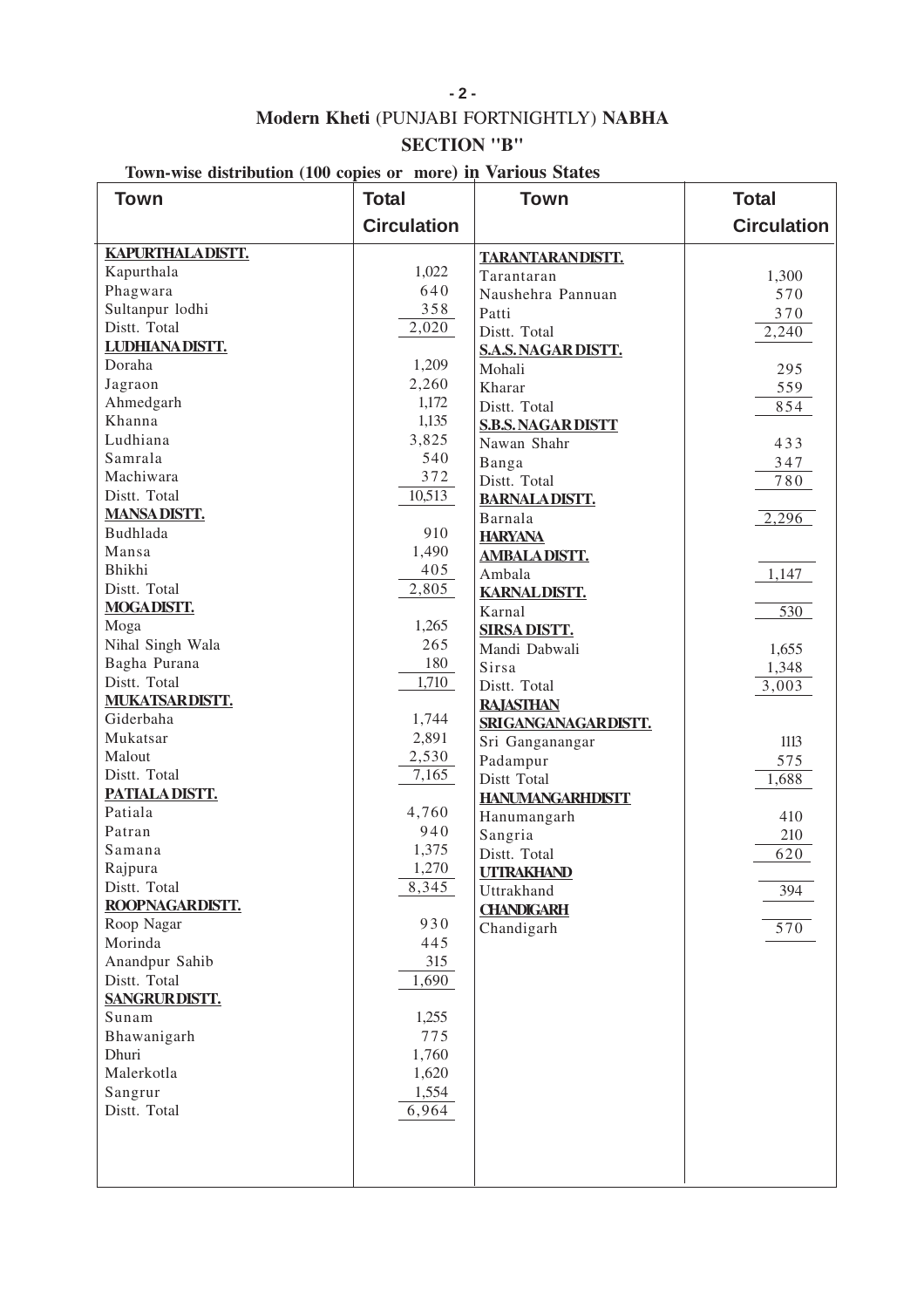**Modern Kheti** (PUNJABI FORTNIGHTLY) **NABHA**

**SECTION "B"**

**Town-wise distribution (100 copies or more) in Various States**

| Town | Total Circulation | Town | Total Circulation |
|---|---|---|---|
| **KAPURTHALA DISTT.** | | **TARANTARAN DISTT.** | |
| Kapurthala | 1,022 | Tarantaran | 1,300 |
| Phagwara | 640 | Naushehra Pannuan | 570 |
| Sultanpur lodhi | 358 | Patti | 370 |
| Distt. Total | 2,020 | Distt. Total | 2,240 |
| **LUDHIANA DISTT.** | | **S.A.S. NAGAR DISTT.** | |
| Doraha | 1,209 | Mohali | 295 |
| Jagraon | 2,260 | Kharar | 559 |
| Ahmedgarh | 1,172 | Distt. Total | 854 |
| Khanna | 1,135 | **S.B.S. NAGAR DISTT** | |
| Ludhiana | 3,825 | Nawan Shahr | 433 |
| Samrala | 540 | Banga | 347 |
| Machiwara | 372 | Distt. Total | 780 |
| Distt. Total | 10,513 | **BARNALA DISTT.** | |
| **MANSA DISTT.** | | Barnala | 2,296 |
| Budhlada | 910 | **HARYANA** | |
| Mansa | 1,490 | **AMBALA DISTT.** | |
| Bhikhi | 405 | Ambala | 1,147 |
| Distt. Total | 2,805 | **KARNAL DISTT.** | |
| **MOGA DISTT.** | | Karnal | 530 |
| Moga | 1,265 | **SIRSA DISTT.** | |
| Nihal Singh Wala | 265 | Mandi Dabwali | 1,655 |
| Bagha Purana | 180 | Sirsa | 1,348 |
| Distt. Total | 1,710 | Distt. Total | 3,003 |
| **MUKATSAR DISTT.** | | **RAJASTHAN** | |
| Giderbaha | 1,744 | **SRI GANGANAGAR DISTT.** | |
| Mukatsar | 2,891 | Sri Ganganangar | 1113 |
| Malout | 2,530 | Padampur | 575 |
| Distt. Total | 7,165 | Distt Total | 1,688 |
| **PATIALA DISTT.** | | **HANUMANGARH DISTT** | |
| Patiala | 4,760 | Hanumangarh | 410 |
| Patran | 940 | Sangria | 210 |
| Samana | 1,375 | Distt. Total | 620 |
| Rajpura | 1,270 | **UTTRAKHAND** | |
| Distt. Total | 8,345 | Uttrakhand | 394 |
| **ROOPNAGAR DISTT.** | | **CHANDIGARH** | |
| Roop Nagar | 930 | Chandigarh | 570 |
| Morinda | 445 | | |
| Anandpur Sahib | 315 | | |
| Distt. Total | 1,690 | | |
| **SANGRUR DISTT.** | | | |
| Sunam | 1,255 | | |
| Bhawanigarh | 775 | | |
| Dhuri | 1,760 | | |
| Malerkotla | 1,620 | | |
| Sangrur | 1,554 | | |
| Distt. Total | 6,964 | | |